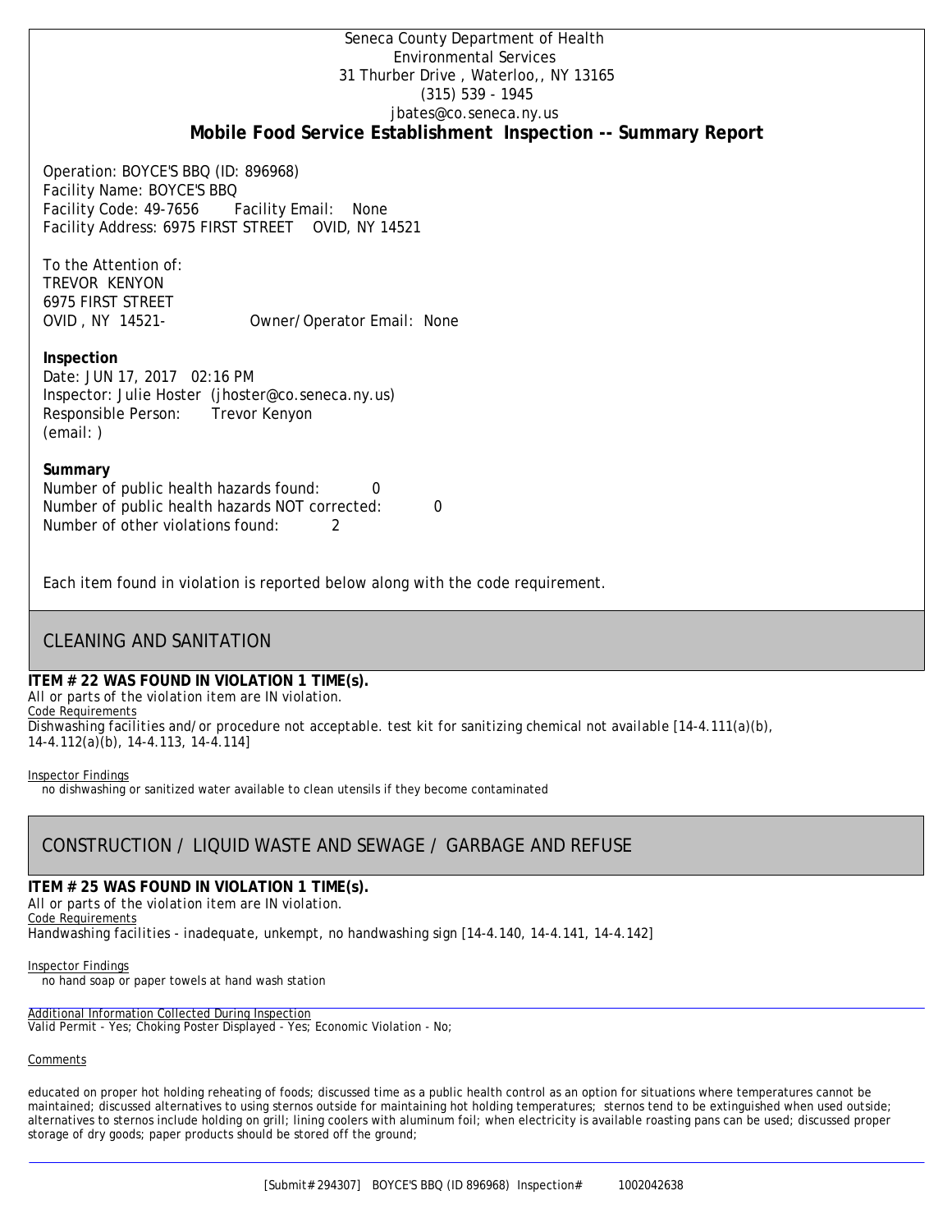Seneca County Department of Health
Environmental Services
31 Thurber Drive , Waterloo,, NY 13165
(315) 539 - 1945
jbates@co.seneca.ny.us

# Mobile Food Service Establishment Inspection -- Summary Report

Operation: BOYCE'S BBQ (ID: 896968)
Facility Name: BOYCE'S BBQ
Facility Code: 49-7656 Facility Email: None
Facility Address: 6975 FIRST STREET OVID, NY 14521

To the Attention of:
TREVOR KENYON
6975 FIRST STREET
OVID , NY 14521- Owner/Operator Email: None

**Inspection**
Date: JUN 17, 2017 02:16 PM
Inspector: Julie Hoster (jhoster@co.seneca.ny.us)
Responsible Person: Trevor Kenyon
(email: )

**Summary**
Number of public health hazards found: 0
Number of public health hazards NOT corrected: 0
Number of other violations found: 2

Each item found in violation is reported below along with the code requirement.

## CLEANING AND SANITATION

**ITEM # 22 WAS FOUND IN VIOLATION 1 TIME(s).**
All or parts of the violation item are IN violation.
Code Requirements
*Dishwashing facilities and/or procedure not acceptable. test kit for sanitizing chemical not available [14-4.111(a)(b), 14-4.112(a)(b), 14-4.113, 14-4.114]*

Inspector Findings
no dishwashing or sanitized water available to clean utensils if they become contaminated

## CONSTRUCTION / LIQUID WASTE AND SEWAGE / GARBAGE AND REFUSE

**ITEM # 25 WAS FOUND IN VIOLATION 1 TIME(s).**
All or parts of the violation item are IN violation.
Code Requirements
*Handwashing facilities - inadequate, unkempt, no handwashing sign [14-4.140, 14-4.141, 14-4.142]*

Inspector Findings
no hand soap or paper towels at hand wash station

Additional Information Collected During Inspection
Valid Permit - Yes; Choking Poster Displayed - Yes; Economic Violation - No;

Comments

educated on proper hot holding reheating of foods; discussed time as a public health control as an option for situations where temperatures cannot be maintained; discussed alternatives to using sternos outside for maintaining hot holding temperatures; sternos tend to be extinguished when used outside; alternatives to sternos include holding on grill; lining coolers with aluminum foil; when electricity is available roasting pans can be used; discussed proper storage of dry goods; paper products should be stored off the ground;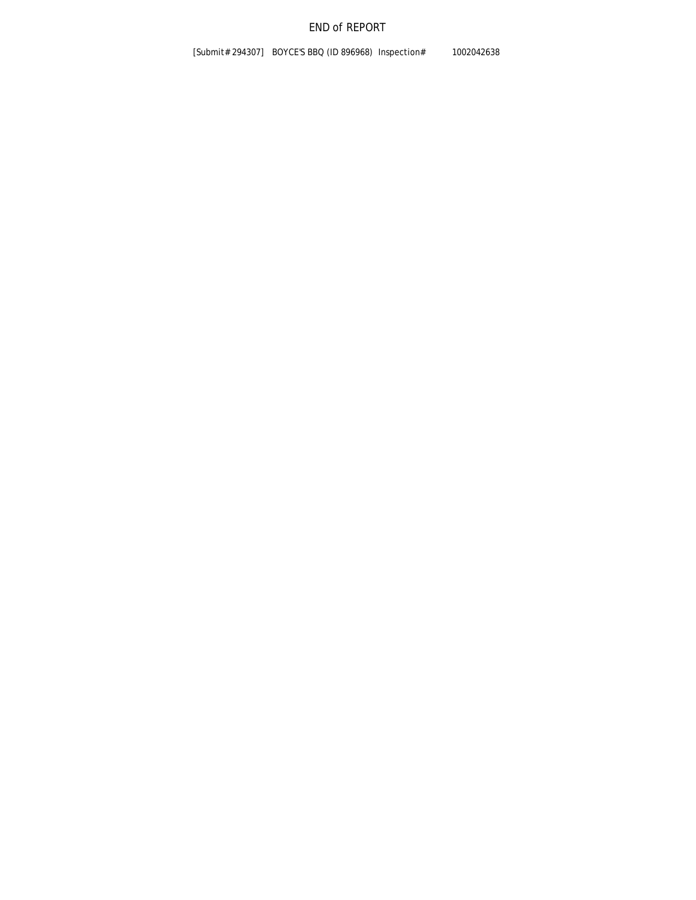END of REPORT

[Submit# 294307]    BOYCE'S BBQ (ID 896968)  Inspection#    1002042638